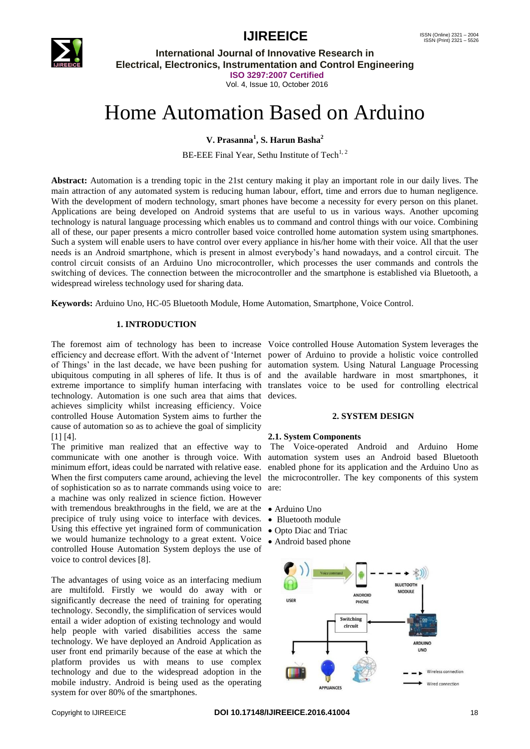# Home Automation Based on Arduino

**V. Prasanna[1], S. Harun Basha[2]**

BE-EEE Final Year, Sethu Institute of Tech[1, 2]

**Abstract:** Automation is a trending topic in the 21st century making it play an important role in our daily lives. The main attraction of any automated system is reducing human labour, effort, time and errors due to human negligence. With the development of modern technology, smart phones have become a necessity for every person on this planet. Applications are being developed on Android systems that are useful to us in various ways. Another upcoming technology is natural language processing which enables us to command and control things with our voice. Combining all of these, our paper presents a micro controller based voice controlled home automation system using smartphones. Such a system will enable users to have control over every appliance in his/her home with their voice. All that the user needs is an Android smartphone, which is present in almost everybody's hand nowadays, and a control circuit. The control circuit consists of an Arduino Uno microcontroller, which processes the user commands and controls the switching of devices. The connection between the microcontroller and the smartphone is established via Bluetooth, a widespread wireless technology used for sharing data.

**Keywords:** Arduino Uno, HC-05 Bluetooth Module, Home Automation, Smartphone, Voice Control.

## 1. INTRODUCTION

The foremost aim of technology has been to increase efficiency and decrease effort. With the advent of 'Internet of Things' in the last decade, we have been pushing for ubiquitous computing in all spheres of life. It thus is of extreme importance to simplify human interfacing with technology. Automation is one such area that aims that achieves simplicity whilst increasing efficiency. Voice controlled House Automation System aims to further the cause of automation so as to achieve the goal of simplicity [1] [4].

The primitive man realized that an effective way to communicate with one another is through voice. With minimum effort, ideas could be narrated with relative ease. When the first computers came around, achieving the level of sophistication so as to narrate commands using voice to a machine was only realized in science fiction. However with tremendous breakthroughs in the field, we are at the precipice of truly using voice to interface with devices. Using this effective yet ingrained form of communication we would humanize technology to a great extent. Voice controlled House Automation System deploys the use of voice to control devices [8].

The advantages of using voice as an interfacing medium are multifold. Firstly we would do away with or significantly decrease the need of training for operating technology. Secondly, the simplification of services would entail a wider adoption of existing technology and would help people with varied disabilities access the same technology. We have deployed an Android Application as user front end primarily because of the ease at which the platform provides us with means to use complex technology and due to the widespread adoption in the mobile industry. Android is being used as the operating system for over 80% of the smartphones. Voice controlled House Automation System leverages the power of Arduino to provide a holistic voice controlled automation system. Using Natural Language Processing and the available hardware in most smartphones, it translates voice to be used for controlling electrical devices.

## 2. SYSTEM DESIGN

### 2.1. System Components

The Voice-operated Android and Arduino Home automation system uses an Android based Bluetooth enabled phone for its application and the Arduino Uno as the microcontroller. The key components of this system are:

- Arduino Uno
- Bluetooth module
- Opto Diac and Triac
- Android based phone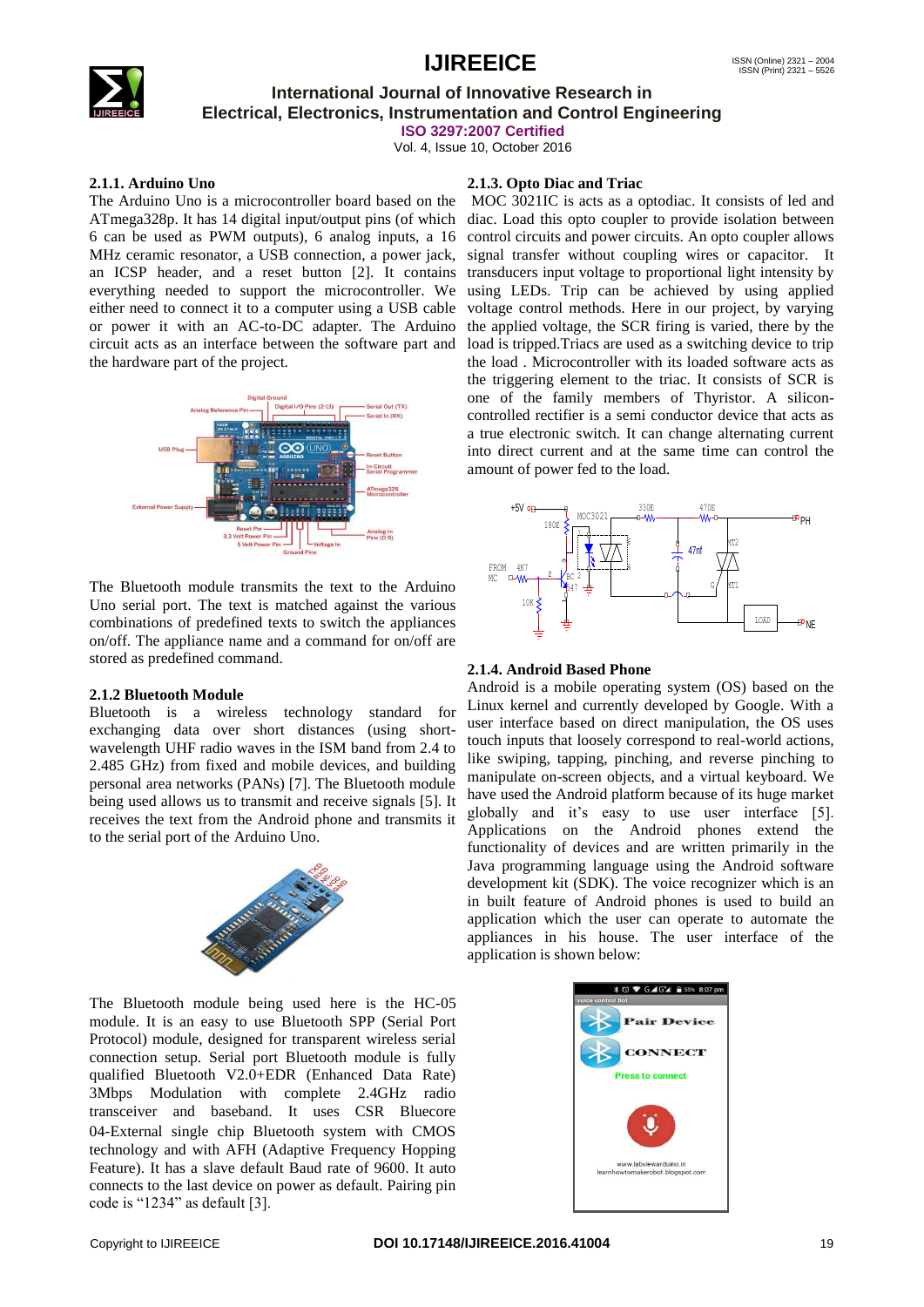### 2.1.1. Arduino Uno

The Arduino Uno is a microcontroller board based on the ATmega328p. It has 14 digital input/output pins (of which 6 can be used as PWM outputs), 6 analog inputs, a 16 MHz ceramic resonator, a USB connection, a power jack, an ICSP header, and a reset button [2]. It contains everything needed to support the microcontroller. We either need to connect it to a computer using a USB cable or power it with an AC-to-DC adapter. The Arduino circuit acts as an interface between the software part and the hardware part of the project.

The Bluetooth module transmits the text to the Arduino Uno serial port. The text is matched against the various combinations of predefined texts to switch the appliances on/off. The appliance name and a command for on/off are stored as predefined command.

### 2.1.2 Bluetooth Module

Bluetooth is a wireless technology standard for exchanging data over short distances (using short-wavelength UHF radio waves in the ISM band from 2.4 to 2.485 GHz) from fixed and mobile devices, and building personal area networks (PANs) [7]. The Bluetooth module being used allows us to transmit and receive signals [5]. It receives the text from the Android phone and transmits it to the serial port of the Arduino Uno.

The Bluetooth module being used here is the HC-05 module. It is an easy to use Bluetooth SPP (Serial Port Protocol) module, designed for transparent wireless serial connection setup. Serial port Bluetooth module is fully qualified Bluetooth V2.0+EDR (Enhanced Data Rate) 3Mbps Modulation with complete 2.4GHz radio transceiver and baseband. It uses CSR Bluecore 04-External single chip Bluetooth system with CMOS technology and with AFH (Adaptive Frequency Hopping Feature). It has a slave default Baud rate of 9600. It auto connects to the last device on power as default. Pairing pin code is "1234" as default [3].

### 2.1.3. Opto Diac and Triac

MOC 3021IC is acts as a optodiac. It consists of led and diac. Load this opto coupler to provide isolation between control circuits and power circuits. An opto coupler allows signal transfer without coupling wires or capacitor. It transducers input voltage to proportional light intensity by using LEDs. Trip can be achieved by using applied voltage control methods. Here in our project, by varying the applied voltage, the SCR firing is varied, there by the load is tripped.Triacs are used as a switching device to trip the load . Microcontroller with its loaded software acts as the triggering element to the triac. It consists of SCR is one of the family members of Thyristor. A silicon-controlled rectifier is a semi conductor device that acts as a true electronic switch. It can change alternating current into direct current and at the same time can control the amount of power fed to the load.

### 2.1.4. Android Based Phone

Android is a mobile operating system (OS) based on the Linux kernel and currently developed by Google. With a user interface based on direct manipulation, the OS uses touch inputs that loosely correspond to real-world actions, like swiping, tapping, pinching, and reverse pinching to manipulate on-screen objects, and a virtual keyboard. We have used the Android platform because of its huge market globally and it's easy to use user interface [5]. Applications on the Android phones extend the functionality of devices and are written primarily in the Java programming language using the Android software development kit (SDK). The voice recognizer which is an in built feature of Android phones is used to build an application which the user can operate to automate the appliances in his house. The user interface of the application is shown below: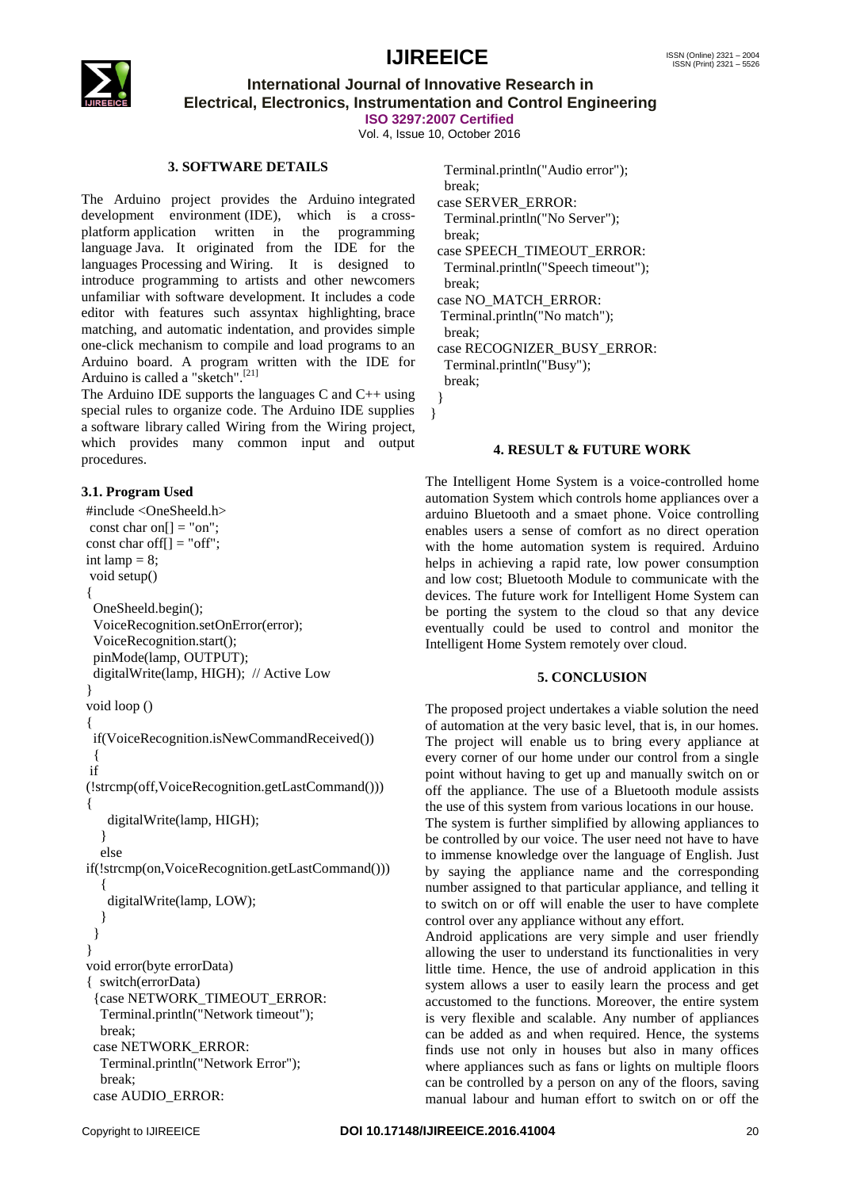## 3. SOFTWARE DETAILS

The Arduino project provides the Arduino integrated development environment (IDE), which is a cross-platform application written in the programming language Java. It originated from the IDE for the languages Processing and Wiring. It is designed to introduce programming to artists and other newcomers unfamiliar with software development. It includes a code editor with features such assyntax highlighting, brace matching, and automatic indentation, and provides simple one-click mechanism to compile and load programs to an Arduino board. A program written with the IDE for Arduino is called a "sketch".[21]

The Arduino IDE supports the languages C and C++ using special rules to organize code. The Arduino IDE supplies a software library called Wiring from the Wiring project, which provides many common input and output procedures.

### 3.1. Program Used

```
#include <OneSheeld.h>
 const char on[] = "on";
const char off[] = "off";
int lamp = 8;
 void setup()
{
  OneSheeld.begin();
  VoiceRecognition.setOnError(error);
  VoiceRecognition.start();
  pinMode(lamp, OUTPUT);
  digitalWrite(lamp, HIGH);  // Active Low
}
void loop ()
{
  if(VoiceRecognition.isNewCommandReceived())
  {
 if
(!strcmp(off,VoiceRecognition.getLastCommand()))
{
     digitalWrite(lamp, HIGH);
    }
    else
if(!strcmp(on,VoiceRecognition.getLastCommand()))
    {
     digitalWrite(lamp, LOW);
    }
  }
}
void error(byte errorData)
{  switch(errorData)
  {case NETWORK_TIMEOUT_ERROR:
    Terminal.println("Network timeout");
    break;
  case NETWORK_ERROR:
    Terminal.println("Network Error");
    break;
  case AUDIO_ERROR:
    Terminal.println("Audio error");
    break;
  case SERVER_ERROR:
    Terminal.println("No Server");
    break;
  case SPEECH_TIMEOUT_ERROR:
    Terminal.println("Speech timeout");
    break;
  case NO_MATCH_ERROR:
   Terminal.println("No match");
    break;
  case RECOGNIZER_BUSY_ERROR:
    Terminal.println("Busy");
    break;
  }
}
```

## 4. RESULT & FUTURE WORK

The Intelligent Home System is a voice-controlled home automation System which controls home appliances over a arduino Bluetooth and a smaet phone. Voice controlling enables users a sense of comfort as no direct operation with the home automation system is required. Arduino helps in achieving a rapid rate, low power consumption and low cost; Bluetooth Module to communicate with the devices. The future work for Intelligent Home System can be porting the system to the cloud so that any device eventually could be used to control and monitor the Intelligent Home System remotely over cloud.

## 5. CONCLUSION

The proposed project undertakes a viable solution the need of automation at the very basic level, that is, in our homes. The project will enable us to bring every appliance at every corner of our home under our control from a single point without having to get up and manually switch on or off the appliance. The use of a Bluetooth module assists the use of this system from various locations in our house. The system is further simplified by allowing appliances to be controlled by our voice. The user need not have to have to immense knowledge over the language of English. Just by saying the appliance name and the corresponding number assigned to that particular appliance, and telling it to switch on or off will enable the user to have complete control over any appliance without any effort.

Android applications are very simple and user friendly allowing the user to understand its functionalities in very little time. Hence, the use of android application in this system allows a user to easily learn the process and get accustomed to the functions. Moreover, the entire system is very flexible and scalable. Any number of appliances can be added as and when required. Hence, the systems finds use not only in houses but also in many offices where appliances such as fans or lights on multiple floors can be controlled by a person on any of the floors, saving manual labour and human effort to switch on or off the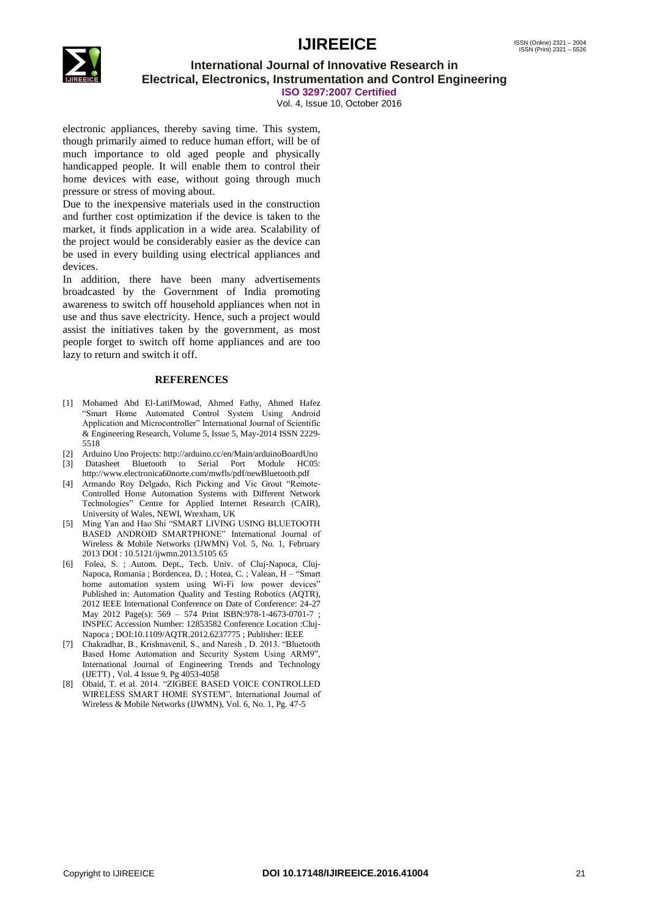electronic appliances, thereby saving time. This system, though primarily aimed to reduce human effort, will be of much importance to old aged people and physically handicapped people. It will enable them to control their home devices with ease, without going through much pressure or stress of moving about.

Due to the inexpensive materials used in the construction and further cost optimization if the device is taken to the market, it finds application in a wide area. Scalability of the project would be considerably easier as the device can be used in every building using electrical appliances and devices.

In addition, there have been many advertisements broadcasted by the Government of India promoting awareness to switch off household appliances when not in use and thus save electricity. Hence, such a project would assist the initiatives taken by the government, as most people forget to switch off home appliances and are too lazy to return and switch it off.

## REFERENCES

[1] Mohamed Abd El-LatifMowad, Ahmed Fathy, Ahmed Hafez "Smart Home Automated Control System Using Android Application and Microcontroller" International Journal of Scientific & Engineering Research, Volume 5, Issue 5, May-2014 ISSN 2229-5518

[2] Arduino Uno Projects: http://arduino.cc/en/Main/arduinoBoardUno

[3] Datasheet Bluetooth to Serial Port Module HC05: http://www.electronica60norte.com/mwfls/pdf/newBluetooth.pdf

[4] Armando Roy Delgado, Rich Picking and Vic Grout "Remote-Controlled Home Automation Systems with Different Network Technologies" Centre for Applied Internet Research (CAIR), University of Wales, NEWI, Wrexham, UK

[5] Ming Yan and Hao Shi "SMART LIVING USING BLUETOOTH BASED ANDROID SMARTPHONE" International Journal of Wireless & Mobile Networks (IJWMN) Vol. 5, No. 1, February 2013 DOI : 10.5121/ijwmn.2013.5105 65

[6] Folea, S. ; Autom. Dept., Tech. Univ. of Cluj-Napoca, Cluj-Napoca, Romania ; Bordencea, D. ; Hotea, C. ; Valean, H – "Smart home automation system using Wi-Fi low power devices" Published in: Automation Quality and Testing Robotics (AQTR), 2012 IEEE International Conference on Date of Conference: 24-27 May 2012 Page(s): 569 – 574 Print ISBN:978-1-4673-0701-7 ; INSPEC Accession Number: 12853582 Conference Location :Cluj-Napoca ; DOI:10.1109/AQTR.2012.6237775 ; Publisher: IEEE

[7] Chakradhar, B., KrishnaveniI, S., and Naresh , D. 2013. "Bluetooth Based Home Automation and Security System Using ARM9", International Journal of Engineering Trends and Technology (IJETT) , Vol. 4 Issue 9, Pg 4053-4058

[8] Obaid, T. et al. 2014. "ZIGBEE BASED VOICE CONTROLLED WIRELESS SMART HOME SYSTEM", International Journal of Wireless & Mobile Networks (IJWMN), Vol. 6, No. 1, Pg. 47-5